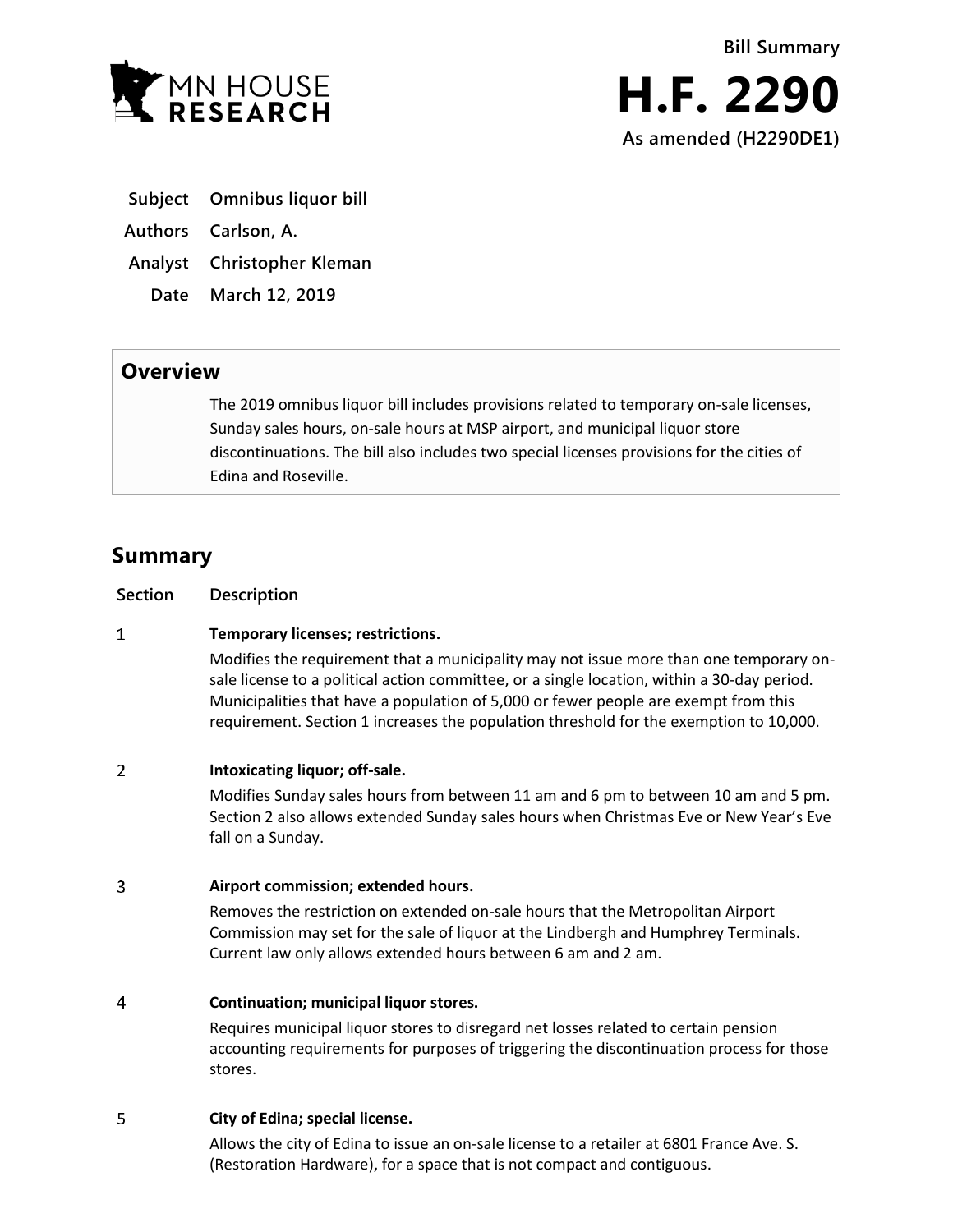Bill Summary

# H.F. 2290

**As amended (H2290DE1)**

| | |
|---|---|
| **Subject** | **Omnibus liquor bill** |
| **Authors** | **Carlson, A.** |
| **Analyst** | **Christopher Kleman** |
| **Date** | **March 12, 2019** |

## Overview

The 2019 omnibus liquor bill includes provisions related to temporary on-sale licenses, Sunday sales hours, on-sale hours at MSP airport, and municipal liquor store discontinuations. The bill also includes two special licenses provisions for the cities of Edina and Roseville.

## Summary

| Section | Description |
|---|---|
| 1 | **Temporary licenses; restrictions.** Modifies the requirement that a municipality may not issue more than one temporary on-sale license to a political action committee, or a single location, within a 30-day period. Municipalities that have a population of 5,000 or fewer people are exempt from this requirement. Section 1 increases the population threshold for the exemption to 10,000. |
| 2 | **Intoxicating liquor; off-sale.** Modifies Sunday sales hours from between 11 am and 6 pm to between 10 am and 5 pm. Section 2 also allows extended Sunday sales hours when Christmas Eve or New Year's Eve fall on a Sunday. |
| 3 | **Airport commission; extended hours.** Removes the restriction on extended on-sale hours that the Metropolitan Airport Commission may set for the sale of liquor at the Lindbergh and Humphrey Terminals. Current law only allows extended hours between 6 am and 2 am. |
| 4 | **Continuation; municipal liquor stores.** Requires municipal liquor stores to disregard net losses related to certain pension accounting requirements for purposes of triggering the discontinuation process for those stores. |
| 5 | **City of Edina; special license.** Allows the city of Edina to issue an on-sale license to a retailer at 6801 France Ave. S. (Restoration Hardware), for a space that is not compact and contiguous. |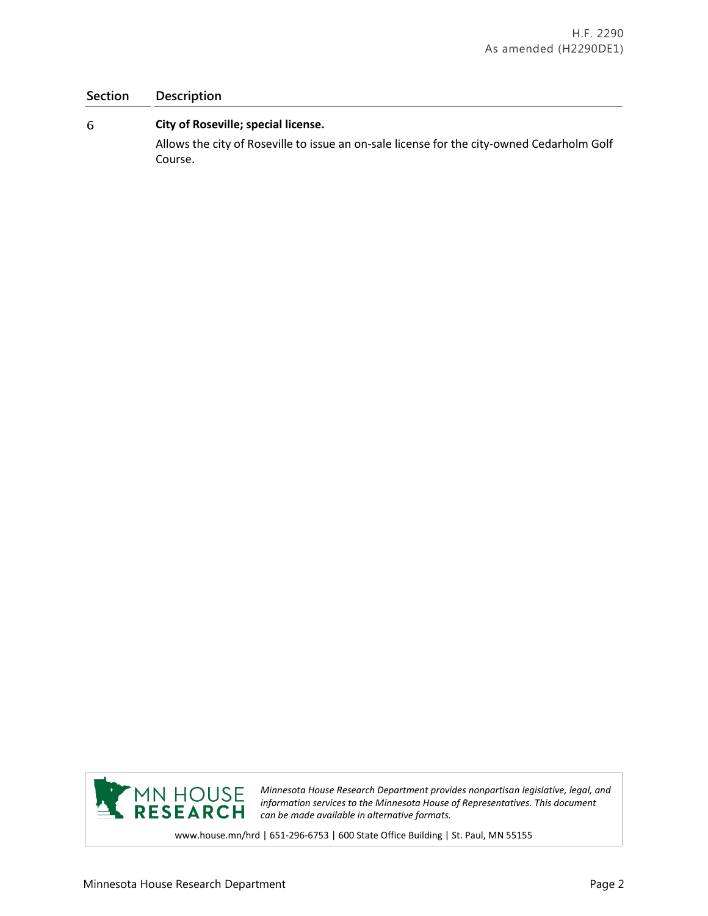| Section | Description |
|---|---|
| 6 | **City of Roseville; special license.**<br>Allows the city of Roseville to issue an on-sale license for the city-owned Cedarholm Golf Course. |

MN HOUSE RESEARCH

*Minnesota House Research Department provides nonpartisan legislative, legal, and information services to the Minnesota House of Representatives. This document can be made available in alternative formats.*

www.house.mn/hrd | 651-296-6753 | 600 State Office Building | St. Paul, MN 55155